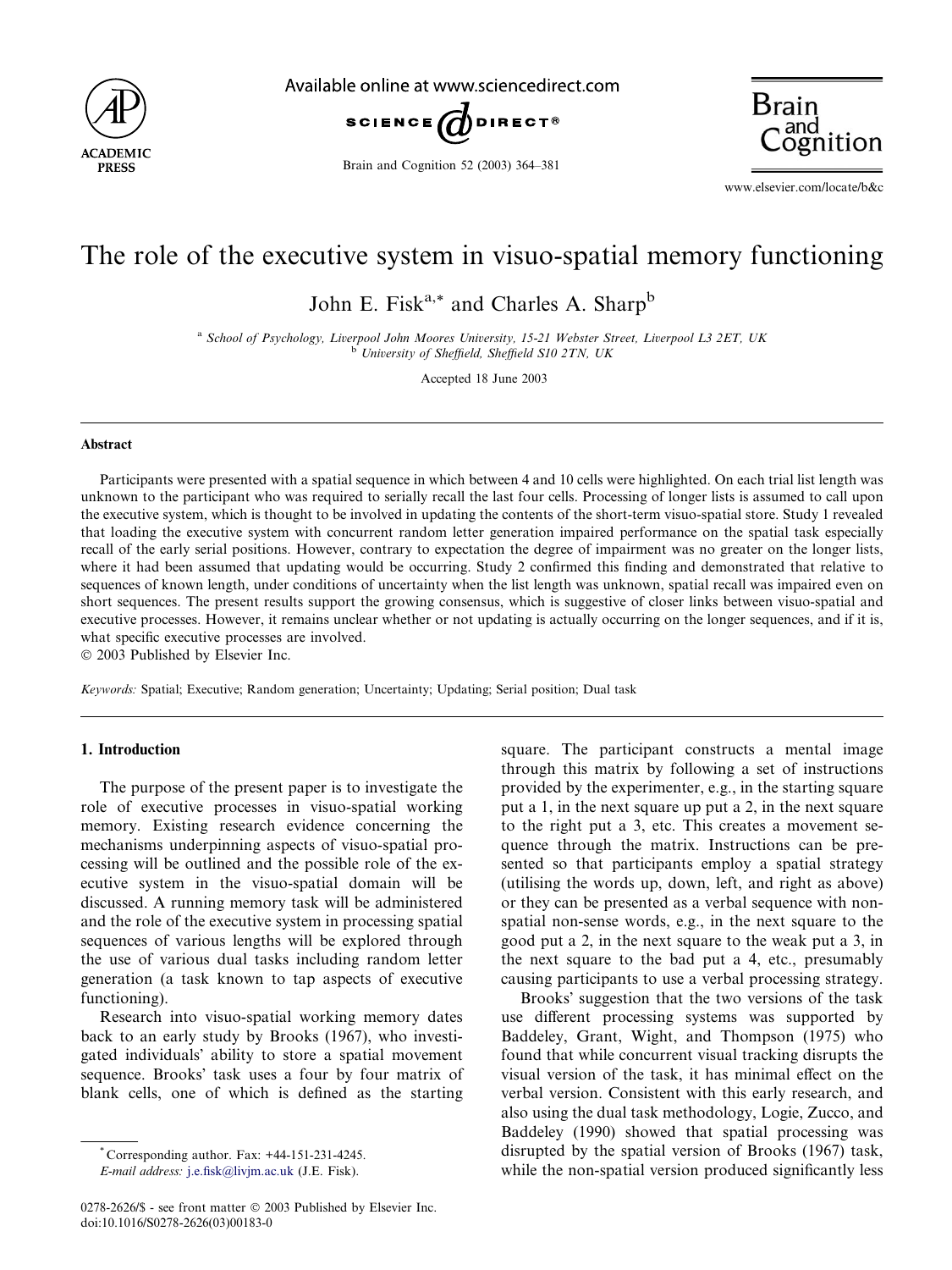# The role of the executive system in visuo-spatial memory functioning

John E. Fisk[a,*] and Charles A. Sharp[b]

[a] School of Psychology, Liverpool John Moores University, 15-21 Webster Street, Liverpool L3 2ET, UK
[b] University of Sheffield, Sheffield S10 2TN, UK

Accepted 18 June 2003

## Abstract

Participants were presented with a spatial sequence in which between 4 and 10 cells were highlighted. On each trial list length was unknown to the participant who was required to serially recall the last four cells. Processing of longer lists is assumed to call upon the executive system, which is thought to be involved in updating the contents of the short-term visuo-spatial store. Study 1 revealed that loading the executive system with concurrent random letter generation impaired performance on the spatial task especially recall of the early serial positions. However, contrary to expectation the degree of impairment was no greater on the longer lists, where it had been assumed that updating would be occurring. Study 2 confirmed this finding and demonstrated that relative to sequences of known length, under conditions of uncertainty when the list length was unknown, spatial recall was impaired even on short sequences. The present results support the growing consensus, which is suggestive of closer links between visuo-spatial and executive processes. However, it remains unclear whether or not updating is actually occurring on the longer sequences, and if it is, what specific executive processes are involved.

© 2003 Published by Elsevier Inc.

*Keywords:* Spatial; Executive; Random generation; Uncertainty; Updating; Serial position; Dual task

## 1. Introduction

The purpose of the present paper is to investigate the role of executive processes in visuo-spatial working memory. Existing research evidence concerning the mechanisms underpinning aspects of visuo-spatial processing will be outlined and the possible role of the executive system in the visuo-spatial domain will be discussed. A running memory task will be administered and the role of the executive system in processing spatial sequences of various lengths will be explored through the use of various dual tasks including random letter generation (a task known to tap aspects of executive functioning).

Research into visuo-spatial working memory dates back to an early study by Brooks (1967), who investigated individuals' ability to store a spatial movement sequence. Brooks' task uses a four by four matrix of blank cells, one of which is defined as the starting square. The participant constructs a mental image through this matrix by following a set of instructions provided by the experimenter, e.g., in the starting square put a 1, in the next square up put a 2, in the next square to the right put a 3, etc. This creates a movement sequence through the matrix. Instructions can be presented so that participants employ a spatial strategy (utilising the words up, down, left, and right as above) or they can be presented as a verbal sequence with non-spatial non-sense words, e.g., in the next square to the good put a 2, in the next square to the weak put a 3, in the next square to the bad put a 4, etc., presumably causing participants to use a verbal processing strategy.

Brooks' suggestion that the two versions of the task use different processing systems was supported by Baddeley, Grant, Wight, and Thompson (1975) who found that while concurrent visual tracking disrupts the visual version of the task, it has minimal effect on the verbal version. Consistent with this early research, and also using the dual task methodology, Logie, Zucco, and Baddeley (1990) showed that spatial processing was disrupted by the spatial version of Brooks (1967) task, while the non-spatial version produced significantly less

* Corresponding author. Fax: +44-151-231-4245.
*E-mail address:* j.e.fisk@livjm.ac.uk (J.E. Fisk).

0278-2626/$ - see front matter © 2003 Published by Elsevier Inc.
doi:10.1016/S0278-2626(03)00183-0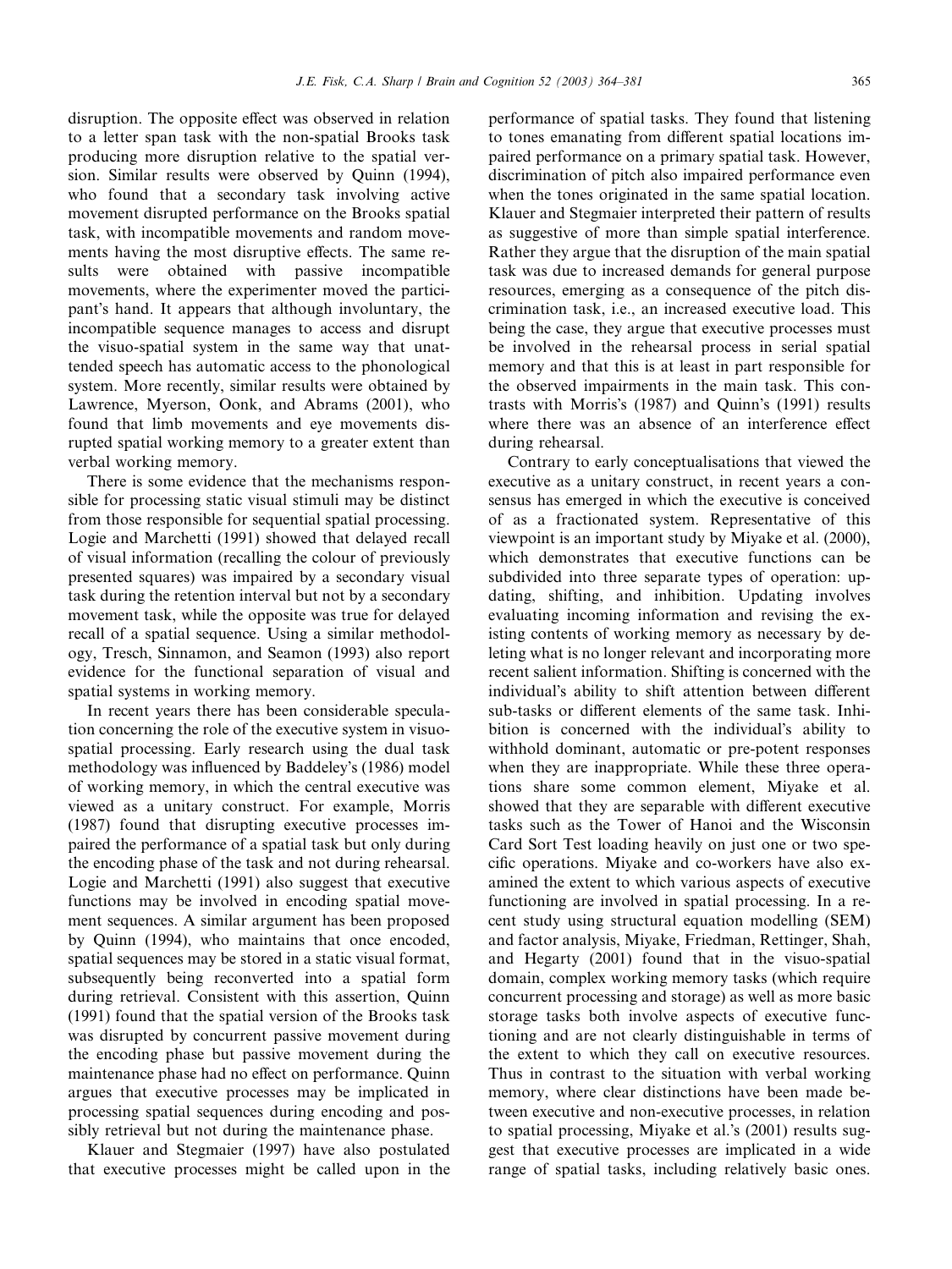disruption. The opposite effect was observed in relation to a letter span task with the non-spatial Brooks task producing more disruption relative to the spatial version. Similar results were observed by Quinn (1994), who found that a secondary task involving active movement disrupted performance on the Brooks spatial task, with incompatible movements and random movements having the most disruptive effects. The same results were obtained with passive incompatible movements, where the experimenter moved the participant's hand. It appears that although involuntary, the incompatible sequence manages to access and disrupt the visuo-spatial system in the same way that unattended speech has automatic access to the phonological system. More recently, similar results were obtained by Lawrence, Myerson, Oonk, and Abrams (2001), who found that limb movements and eye movements disrupted spatial working memory to a greater extent than verbal working memory.

There is some evidence that the mechanisms responsible for processing static visual stimuli may be distinct from those responsible for sequential spatial processing. Logie and Marchetti (1991) showed that delayed recall of visual information (recalling the colour of previously presented squares) was impaired by a secondary visual task during the retention interval but not by a secondary movement task, while the opposite was true for delayed recall of a spatial sequence. Using a similar methodology, Tresch, Sinnamon, and Seamon (1993) also report evidence for the functional separation of visual and spatial systems in working memory.

In recent years there has been considerable speculation concerning the role of the executive system in visuo-spatial processing. Early research using the dual task methodology was influenced by Baddeley's (1986) model of working memory, in which the central executive was viewed as a unitary construct. For example, Morris (1987) found that disrupting executive processes impaired the performance of a spatial task but only during the encoding phase of the task and not during rehearsal. Logie and Marchetti (1991) also suggest that executive functions may be involved in encoding spatial movement sequences. A similar argument has been proposed by Quinn (1994), who maintains that once encoded, spatial sequences may be stored in a static visual format, subsequently being reconverted into a spatial form during retrieval. Consistent with this assertion, Quinn (1991) found that the spatial version of the Brooks task was disrupted by concurrent passive movement during the encoding phase but passive movement during the maintenance phase had no effect on performance. Quinn argues that executive processes may be implicated in processing spatial sequences during encoding and possibly retrieval but not during the maintenance phase.

Klauer and Stegmaier (1997) have also postulated that executive processes might be called upon in the performance of spatial tasks. They found that listening to tones emanating from different spatial locations impaired performance on a primary spatial task. However, discrimination of pitch also impaired performance even when the tones originated in the same spatial location. Klauer and Stegmaier interpreted their pattern of results as suggestive of more than simple spatial interference. Rather they argue that the disruption of the main spatial task was due to increased demands for general purpose resources, emerging as a consequence of the pitch discrimination task, i.e., an increased executive load. This being the case, they argue that executive processes must be involved in the rehearsal process in serial spatial memory and that this is at least in part responsible for the observed impairments in the main task. This contrasts with Morris's (1987) and Quinn's (1991) results where there was an absence of an interference effect during rehearsal.

Contrary to early conceptualisations that viewed the executive as a unitary construct, in recent years a consensus has emerged in which the executive is conceived of as a fractionated system. Representative of this viewpoint is an important study by Miyake et al. (2000), which demonstrates that executive functions can be subdivided into three separate types of operation: updating, shifting, and inhibition. Updating involves evaluating incoming information and revising the existing contents of working memory as necessary by deleting what is no longer relevant and incorporating more recent salient information. Shifting is concerned with the individual's ability to shift attention between different sub-tasks or different elements of the same task. Inhibition is concerned with the individual's ability to withhold dominant, automatic or pre-potent responses when they are inappropriate. While these three operations share some common element, Miyake et al. showed that they are separable with different executive tasks such as the Tower of Hanoi and the Wisconsin Card Sort Test loading heavily on just one or two specific operations. Miyake and co-workers have also examined the extent to which various aspects of executive functioning are involved in spatial processing. In a recent study using structural equation modelling (SEM) and factor analysis, Miyake, Friedman, Rettinger, Shah, and Hegarty (2001) found that in the visuo-spatial domain, complex working memory tasks (which require concurrent processing and storage) as well as more basic storage tasks both involve aspects of executive functioning and are not clearly distinguishable in terms of the extent to which they call on executive resources. Thus in contrast to the situation with verbal working memory, where clear distinctions have been made between executive and non-executive processes, in relation to spatial processing, Miyake et al.'s (2001) results suggest that executive processes are implicated in a wide range of spatial tasks, including relatively basic ones.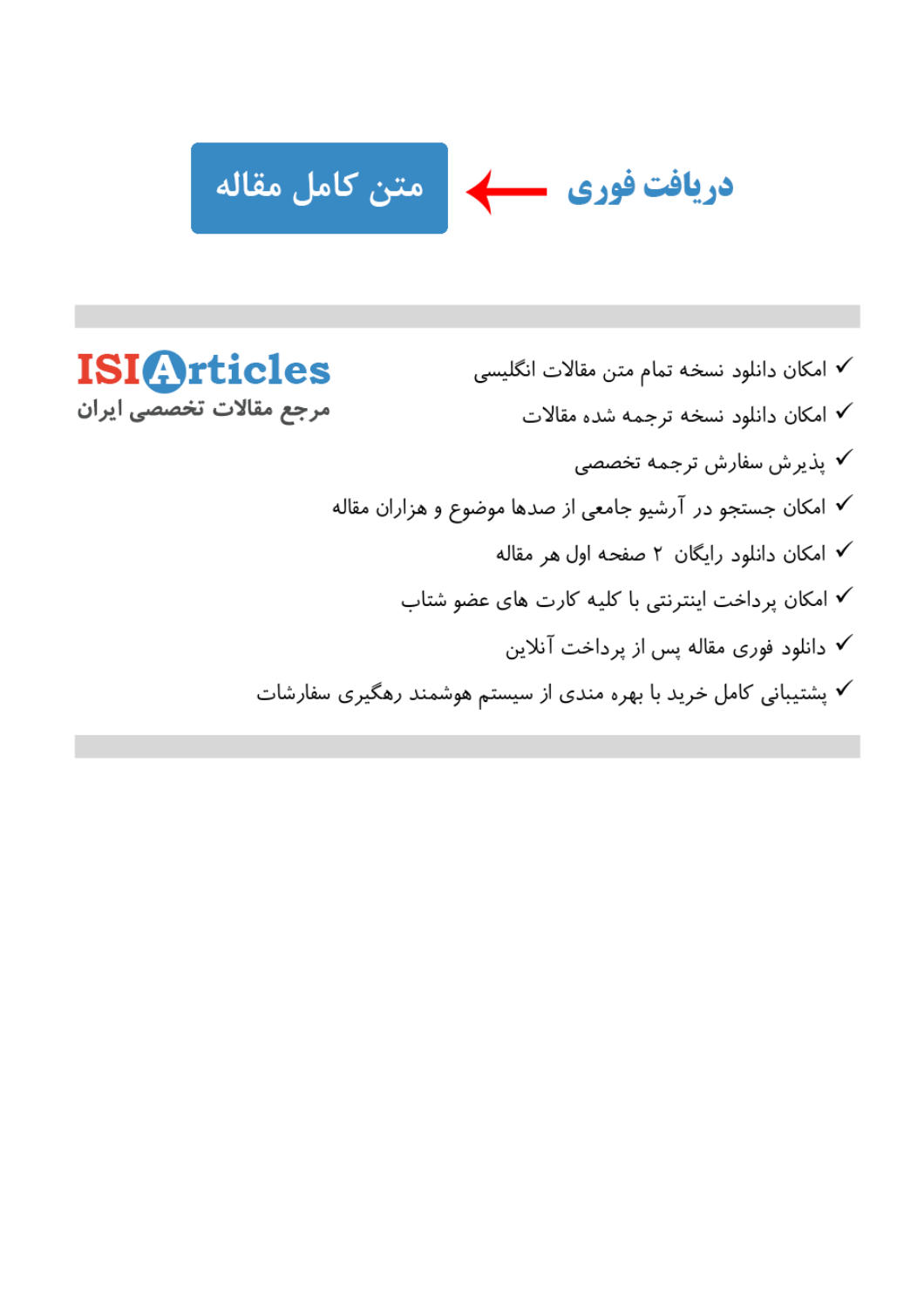دریافت فوری ← متن کامل مقاله

**ISIArticles**
مرجع مقالات تخصصی ایران

- ✓ امکان دانلود نسخه تمام متن مقالات انگلیسی
- ✓ امکان دانلود نسخه ترجمه شده مقالات
- ✓ پذیرش سفارش ترجمه تخصصی
- ✓ امکان جستجو در آرشیو جامعی از صدها موضوع و هزاران مقاله
- ✓ امکان دانلود رایگان ۲ صفحه اول هر مقاله
- ✓ امکان پرداخت اینترنتی با کلیه کارت های عضو شتاب
- ✓ دانلود فوری مقاله پس از پرداخت آنلاین
- ✓ پشتیبانی کامل خرید با بهره مندی از سیستم هوشمند رهگیری سفارشات